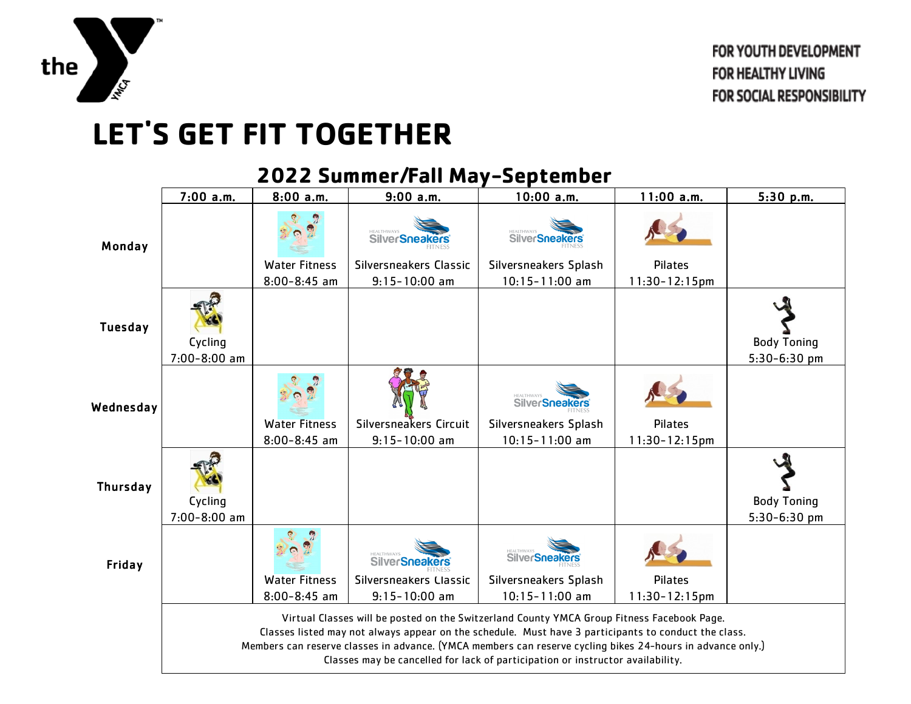the YMCA

FOR YOUTH DEVELOPMENT
FOR HEALTHY LIVING
FOR SOCIAL RESPONSIBILITY

# LET'S GET FIT TOGETHER

## 2022 Summer/Fall May-September

| | 7:00 a.m. | 8:00 a.m. | 9:00 a.m. | 10:00 a.m. | 11:00 a.m. | 5:30 p.m. |
|---|---|---|---|---|---|---|
| Monday | | Water Fitness 8:00-8:45 am | Silversneakers Classic 9:15-10:00 am | Silversneakers Splash 10:15-11:00 am | Pilates 11:30-12:15pm | |
| Tuesday | Cycling 7:00-8:00 am | | | | | Body Toning 5:30-6:30 pm |
| Wednesday | | Water Fitness 8:00-8:45 am | Silversneakers Circuit 9:15-10:00 am | Silversneakers Splash 10:15-11:00 am | Pilates 11:30-12:15pm | |
| Thursday | Cycling 7:00-8:00 am | | | | | Body Toning 5:30-6:30 pm |
| Friday | | Water Fitness 8:00-8:45 am | Silversneakers Classic 9:15-10:00 am | Silversneakers Splash 10:15-11:00 am | Pilates 11:30-12:15pm | |

Virtual Classes will be posted on the Switzerland County YMCA Group Fitness Facebook Page.
Classes listed may not always appear on the schedule. Must have 3 participants to conduct the class.
Members can reserve classes in advance. (YMCA members can reserve cycling bikes 24-hours in advance only.)
Classes may be cancelled for lack of participation or instructor availability.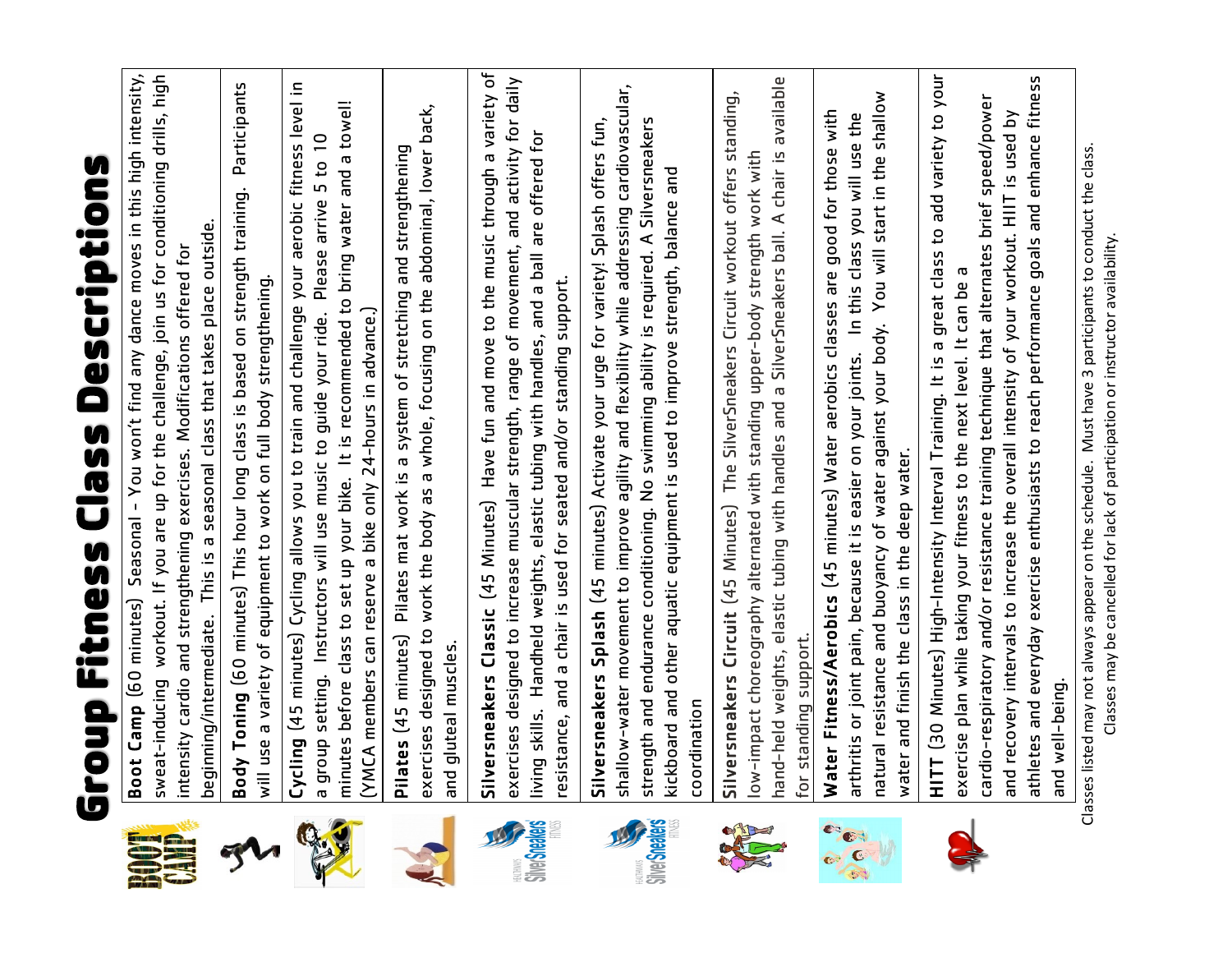# Group Fitness Class Descriptions

**Boot Camp** (60 minutes) Seasonal - You won't find any dance moves in this high intensity, sweat-inducing workout. If you are up for the challenge, join us for conditioning drills, high intensity cardio and strengthening exercises. Modifications offered for beginning/intermediate. This is a seasonal class that takes place outside.

**Body Toning** (60 minutes) This hour long class is based on strength training. Participants will use a variety of equipment to work on full body strengthening.

**Cycling** (45 minutes) Cycling allows you to train and challenge your aerobic fitness level in a group setting. Instructors will use music to guide your ride. Please arrive 5 to 10 minutes before class to set up your bike. It is recommended to bring water and a towel! (YMCA members can reserve a bike only 24-hours in advance.)

**Pilates** (45 minutes) Pilates mat work is a system of stretching and strengthening exercises designed to work the body as a whole, focusing on the abdominal, lower back, and gluteal muscles.

**Silversneakers Classic** (45 Minutes) Have fun and move to the music through a variety of exercises designed to increase muscular strength, range of movement, and activity for daily living skills. Handheld weights, elastic tubing with handles, and a ball are offered for resistance, and a chair is used for seated and/or standing support.

**Silversneakers Splash** (45 minutes) Activate your urge for variety! Splash offers fun, shallow-water movement to improve agility and flexibility while addressing cardiovascular, strength and endurance conditioning. No swimming ability is required. A Silversneakers kickboard and other aquatic equipment is used to improve strength, balance and coordination

**Silversneakers Circuit** (45 Minutes) The SilverSneakers Circuit workout offers standing, low-impact choreography alternated with standing upper-body strength work with hand-held weights, elastic tubing with handles and a SilverSneakers ball. A chair is available for standing support.

**Water Fitness/Aerobics** (45 minutes) Water aerobics classes are good for those with arthritis or joint pain, because it is easier on your joints. In this class you will use the natural resistance and buoyancy of water against your body. You will start in the shallow water and finish the class in the deep water.

**HITT** (30 Minutes) High-Intensity Interval Training. It is a great class to add variety to your exercise plan while taking your fitness to the next level. It can be a cardio-respiratory and/or resistance training technique that alternates brief speed/power and recovery intervals to increase the overall intensity of your workout. HIIT is used by athletes and everyday exercise enthusiasts to reach performance goals and enhance fitness and well-being.

Classes listed may not always appear on the schedule. Must have 3 participants to conduct the class.
Classes may be cancelled for lack of participation or instructor availability.